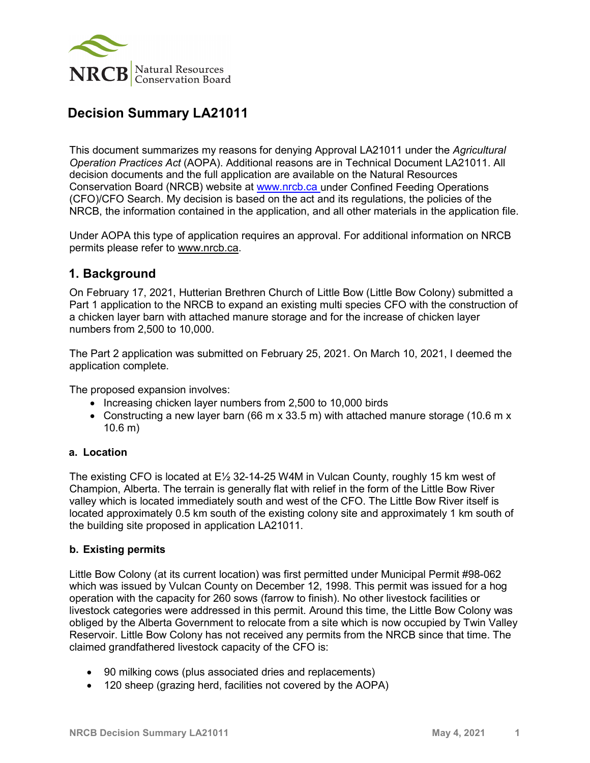# Decision Summary LA21011

This document summarizes my reasons for denying Approval LA21011 under the *Agricultural Operation Practices Act* (AOPA). Additional reasons are in Technical Document LA21011. All decision documents and the full application are available on the Natural Resources Conservation Board (NRCB) website at www.nrcb.ca under Confined Feeding Operations (CFO)/CFO Search. My decision is based on the act and its regulations, the policies of the NRCB, the information contained in the application, and all other materials in the application file.

Under AOPA this type of application requires an approval. For additional information on NRCB permits please refer to www.nrcb.ca.

## 1. Background

On February 17, 2021, Hutterian Brethren Church of Little Bow (Little Bow Colony) submitted a Part 1 application to the NRCB to expand an existing multi species CFO with the construction of a chicken layer barn with attached manure storage and for the increase of chicken layer numbers from 2,500 to 10,000.

The Part 2 application was submitted on February 25, 2021. On March 10, 2021, I deemed the application complete.

The proposed expansion involves:

- Increasing chicken layer numbers from 2,500 to 10,000 birds
- Constructing a new layer barn (66 m x 33.5 m) with attached manure storage (10.6 m x 10.6 m)

### a. Location

The existing CFO is located at E½ 32-14-25 W4M in Vulcan County, roughly 15 km west of Champion, Alberta. The terrain is generally flat with relief in the form of the Little Bow River valley which is located immediately south and west of the CFO. The Little Bow River itself is located approximately 0.5 km south of the existing colony site and approximately 1 km south of the building site proposed in application LA21011.

### b. Existing permits

Little Bow Colony (at its current location) was first permitted under Municipal Permit #98-062 which was issued by Vulcan County on December 12, 1998. This permit was issued for a hog operation with the capacity for 260 sows (farrow to finish). No other livestock facilities or livestock categories were addressed in this permit. Around this time, the Little Bow Colony was obliged by the Alberta Government to relocate from a site which is now occupied by Twin Valley Reservoir. Little Bow Colony has not received any permits from the NRCB since that time. The claimed grandfathered livestock capacity of the CFO is:

- 90 milking cows (plus associated dries and replacements)
- 120 sheep (grazing herd, facilities not covered by the AOPA)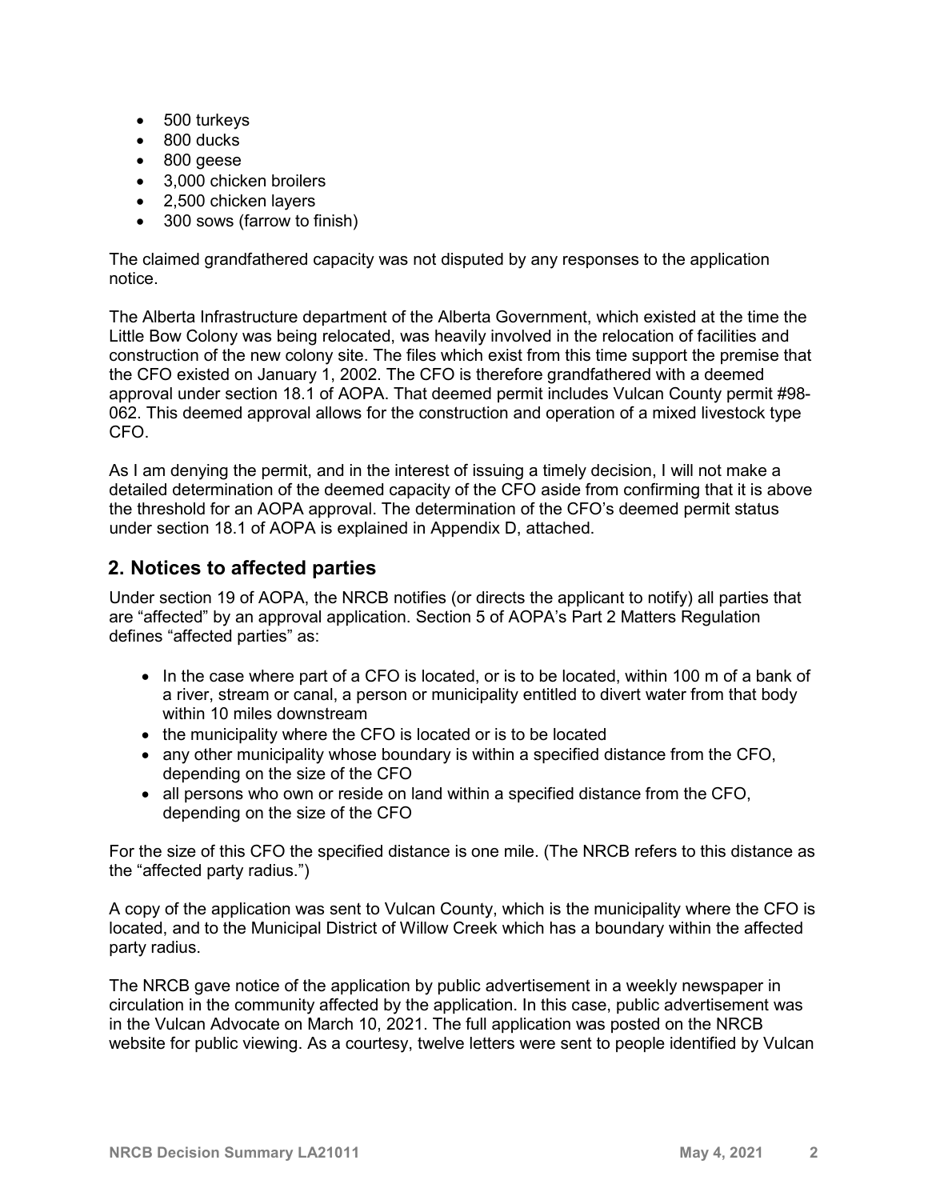- 500 turkeys
- 800 ducks
- 800 geese
- 3,000 chicken broilers
- 2,500 chicken layers
- 300 sows (farrow to finish)

The claimed grandfathered capacity was not disputed by any responses to the application notice.

The Alberta Infrastructure department of the Alberta Government, which existed at the time the Little Bow Colony was being relocated, was heavily involved in the relocation of facilities and construction of the new colony site. The files which exist from this time support the premise that the CFO existed on January 1, 2002. The CFO is therefore grandfathered with a deemed approval under section 18.1 of AOPA. That deemed permit includes Vulcan County permit #98-062. This deemed approval allows for the construction and operation of a mixed livestock type CFO.

As I am denying the permit, and in the interest of issuing a timely decision, I will not make a detailed determination of the deemed capacity of the CFO aside from confirming that it is above the threshold for an AOPA approval. The determination of the CFO's deemed permit status under section 18.1 of AOPA is explained in Appendix D, attached.

## 2. Notices to affected parties

Under section 19 of AOPA, the NRCB notifies (or directs the applicant to notify) all parties that are "affected" by an approval application. Section 5 of AOPA's Part 2 Matters Regulation defines "affected parties" as:

- In the case where part of a CFO is located, or is to be located, within 100 m of a bank of a river, stream or canal, a person or municipality entitled to divert water from that body within 10 miles downstream
- the municipality where the CFO is located or is to be located
- any other municipality whose boundary is within a specified distance from the CFO, depending on the size of the CFO
- all persons who own or reside on land within a specified distance from the CFO, depending on the size of the CFO

For the size of this CFO the specified distance is one mile. (The NRCB refers to this distance as the "affected party radius.")

A copy of the application was sent to Vulcan County, which is the municipality where the CFO is located, and to the Municipal District of Willow Creek which has a boundary within the affected party radius.

The NRCB gave notice of the application by public advertisement in a weekly newspaper in circulation in the community affected by the application. In this case, public advertisement was in the Vulcan Advocate on March 10, 2021. The full application was posted on the NRCB website for public viewing. As a courtesy, twelve letters were sent to people identified by Vulcan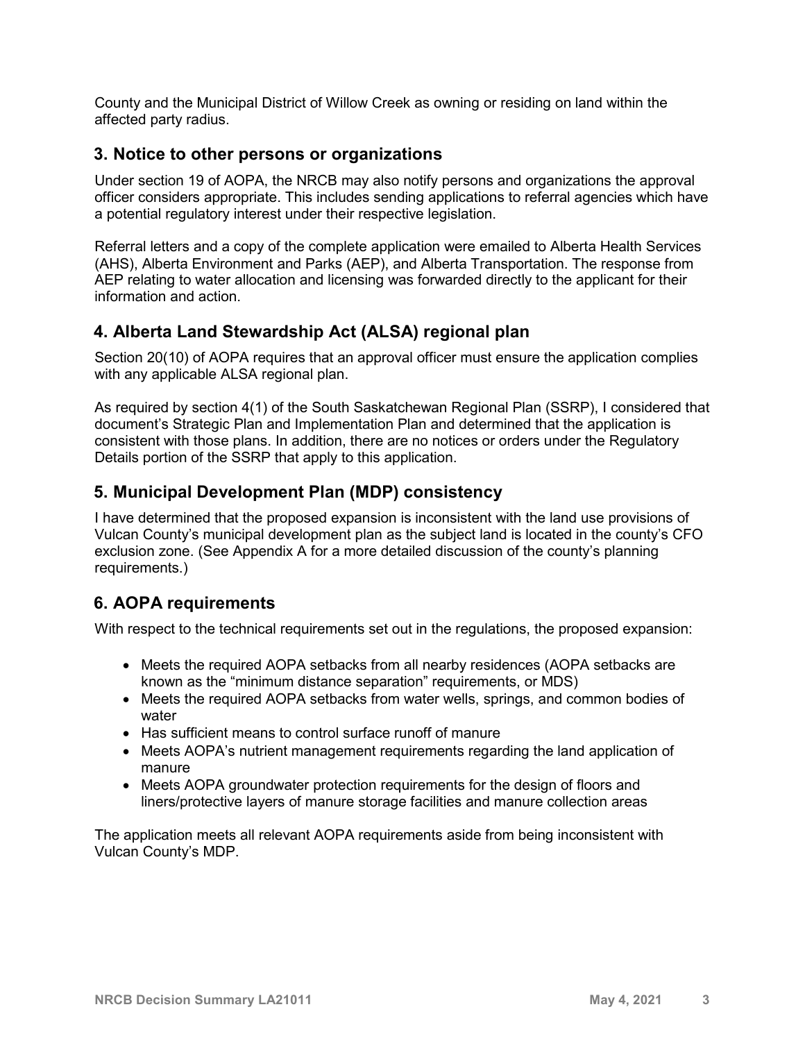County and the Municipal District of Willow Creek as owning or residing on land within the affected party radius.

## 3. Notice to other persons or organizations

Under section 19 of AOPA, the NRCB may also notify persons and organizations the approval officer considers appropriate. This includes sending applications to referral agencies which have a potential regulatory interest under their respective legislation.

Referral letters and a copy of the complete application were emailed to Alberta Health Services (AHS), Alberta Environment and Parks (AEP), and Alberta Transportation. The response from AEP relating to water allocation and licensing was forwarded directly to the applicant for their information and action.

## 4. Alberta Land Stewardship Act (ALSA) regional plan

Section 20(10) of AOPA requires that an approval officer must ensure the application complies with any applicable ALSA regional plan.

As required by section 4(1) of the South Saskatchewan Regional Plan (SSRP), I considered that document's Strategic Plan and Implementation Plan and determined that the application is consistent with those plans. In addition, there are no notices or orders under the Regulatory Details portion of the SSRP that apply to this application.

## 5. Municipal Development Plan (MDP) consistency

I have determined that the proposed expansion is inconsistent with the land use provisions of Vulcan County's municipal development plan as the subject land is located in the county's CFO exclusion zone. (See Appendix A for a more detailed discussion of the county's planning requirements.)

## 6. AOPA requirements

With respect to the technical requirements set out in the regulations, the proposed expansion:

- Meets the required AOPA setbacks from all nearby residences (AOPA setbacks are known as the "minimum distance separation" requirements, or MDS)
- Meets the required AOPA setbacks from water wells, springs, and common bodies of water
- Has sufficient means to control surface runoff of manure
- Meets AOPA's nutrient management requirements regarding the land application of manure
- Meets AOPA groundwater protection requirements for the design of floors and liners/protective layers of manure storage facilities and manure collection areas

The application meets all relevant AOPA requirements aside from being inconsistent with Vulcan County's MDP.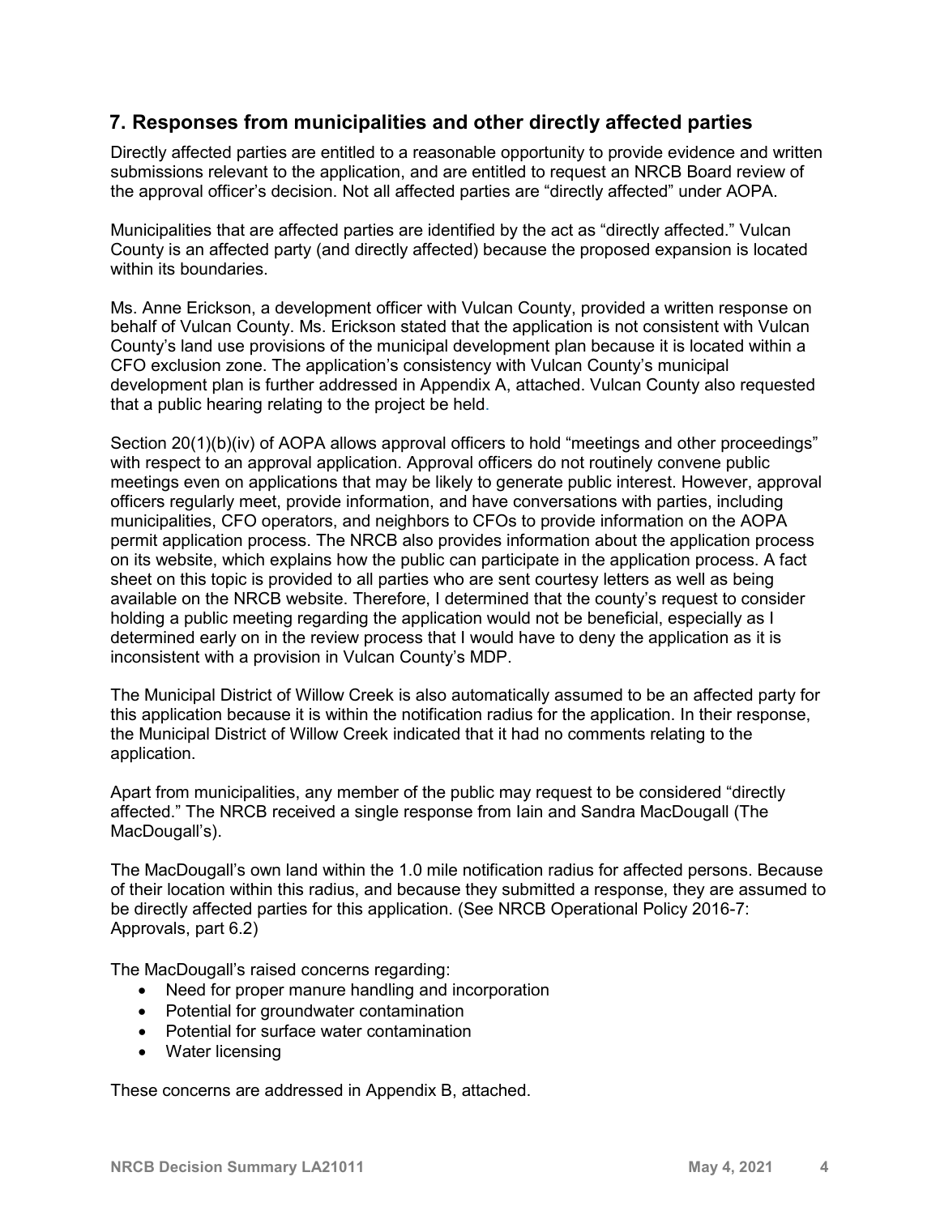## 7. Responses from municipalities and other directly affected parties

Directly affected parties are entitled to a reasonable opportunity to provide evidence and written submissions relevant to the application, and are entitled to request an NRCB Board review of the approval officer's decision. Not all affected parties are "directly affected" under AOPA.

Municipalities that are affected parties are identified by the act as "directly affected." Vulcan County is an affected party (and directly affected) because the proposed expansion is located within its boundaries.

Ms. Anne Erickson, a development officer with Vulcan County, provided a written response on behalf of Vulcan County. Ms. Erickson stated that the application is not consistent with Vulcan County's land use provisions of the municipal development plan because it is located within a CFO exclusion zone. The application's consistency with Vulcan County's municipal development plan is further addressed in Appendix A, attached. Vulcan County also requested that a public hearing relating to the project be held.

Section 20(1)(b)(iv) of AOPA allows approval officers to hold "meetings and other proceedings" with respect to an approval application. Approval officers do not routinely convene public meetings even on applications that may be likely to generate public interest. However, approval officers regularly meet, provide information, and have conversations with parties, including municipalities, CFO operators, and neighbors to CFOs to provide information on the AOPA permit application process. The NRCB also provides information about the application process on its website, which explains how the public can participate in the application process. A fact sheet on this topic is provided to all parties who are sent courtesy letters as well as being available on the NRCB website. Therefore, I determined that the county's request to consider holding a public meeting regarding the application would not be beneficial, especially as I determined early on in the review process that I would have to deny the application as it is inconsistent with a provision in Vulcan County's MDP.

The Municipal District of Willow Creek is also automatically assumed to be an affected party for this application because it is within the notification radius for the application. In their response, the Municipal District of Willow Creek indicated that it had no comments relating to the application.

Apart from municipalities, any member of the public may request to be considered "directly affected." The NRCB received a single response from Iain and Sandra MacDougall (The MacDougall's).

The MacDougall's own land within the 1.0 mile notification radius for affected persons. Because of their location within this radius, and because they submitted a response, they are assumed to be directly affected parties for this application. (See NRCB Operational Policy 2016-7: Approvals, part 6.2)

The MacDougall's raised concerns regarding:

- Need for proper manure handling and incorporation
- Potential for groundwater contamination
- Potential for surface water contamination
- Water licensing

These concerns are addressed in Appendix B, attached.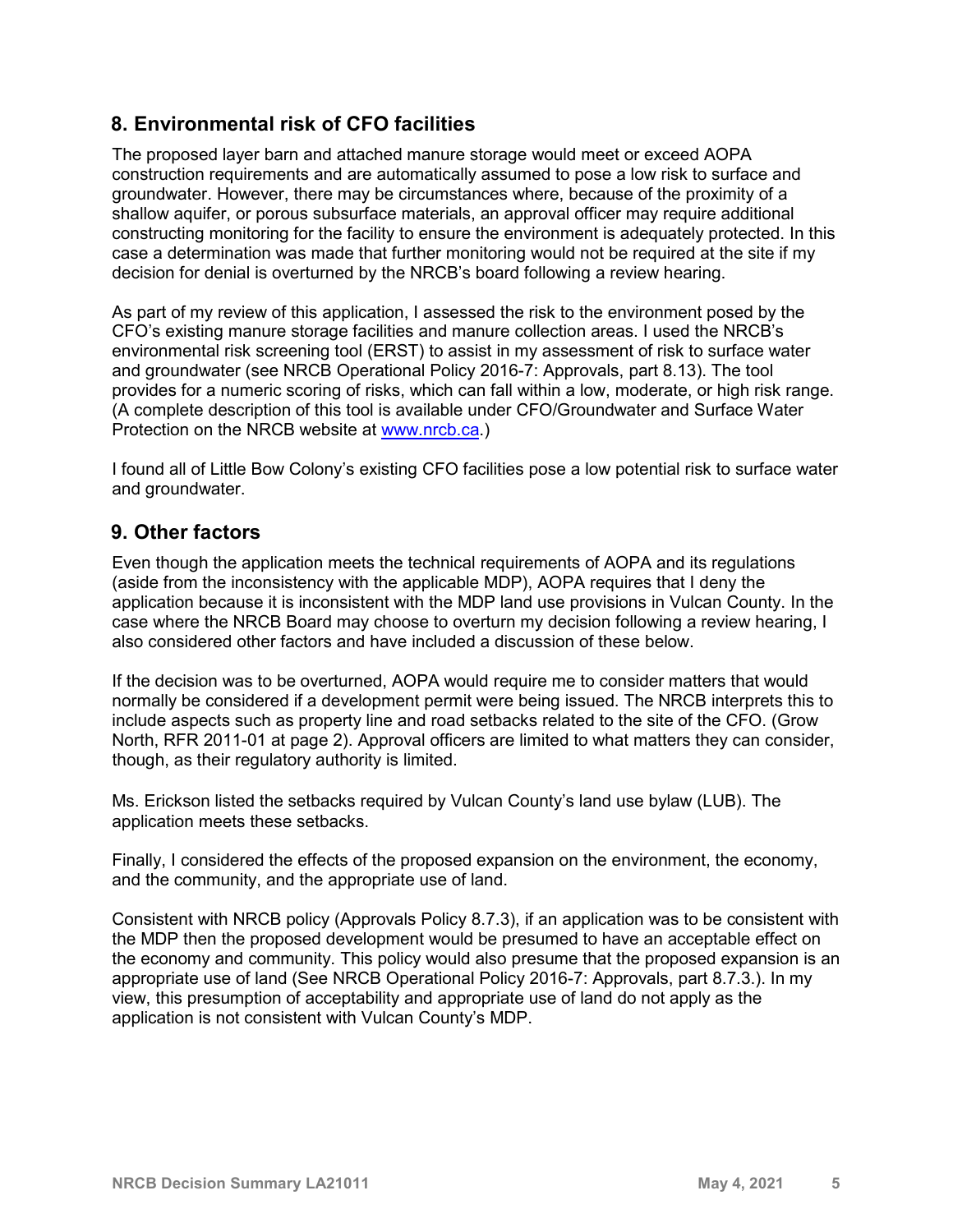## 8. Environmental risk of CFO facilities

The proposed layer barn and attached manure storage would meet or exceed AOPA construction requirements and are automatically assumed to pose a low risk to surface and groundwater. However, there may be circumstances where, because of the proximity of a shallow aquifer, or porous subsurface materials, an approval officer may require additional constructing monitoring for the facility to ensure the environment is adequately protected. In this case a determination was made that further monitoring would not be required at the site if my decision for denial is overturned by the NRCB's board following a review hearing.

As part of my review of this application, I assessed the risk to the environment posed by the CFO's existing manure storage facilities and manure collection areas. I used the NRCB's environmental risk screening tool (ERST) to assist in my assessment of risk to surface water and groundwater (see NRCB Operational Policy 2016-7: Approvals, part 8.13). The tool provides for a numeric scoring of risks, which can fall within a low, moderate, or high risk range. (A complete description of this tool is available under CFO/Groundwater and Surface Water Protection on the NRCB website at [www.nrcb.ca](http://www.nrcb.ca).)

I found all of Little Bow Colony's existing CFO facilities pose a low potential risk to surface water and groundwater.

## 9. Other factors

Even though the application meets the technical requirements of AOPA and its regulations (aside from the inconsistency with the applicable MDP), AOPA requires that I deny the application because it is inconsistent with the MDP land use provisions in Vulcan County. In the case where the NRCB Board may choose to overturn my decision following a review hearing, I also considered other factors and have included a discussion of these below.

If the decision was to be overturned, AOPA would require me to consider matters that would normally be considered if a development permit were being issued. The NRCB interprets this to include aspects such as property line and road setbacks related to the site of the CFO. (Grow North, RFR 2011-01 at page 2). Approval officers are limited to what matters they can consider, though, as their regulatory authority is limited.

Ms. Erickson listed the setbacks required by Vulcan County's land use bylaw (LUB). The application meets these setbacks.

Finally, I considered the effects of the proposed expansion on the environment, the economy, and the community, and the appropriate use of land.

Consistent with NRCB policy (Approvals Policy 8.7.3), if an application was to be consistent with the MDP then the proposed development would be presumed to have an acceptable effect on the economy and community. This policy would also presume that the proposed expansion is an appropriate use of land (See NRCB Operational Policy 2016-7: Approvals, part 8.7.3.). In my view, this presumption of acceptability and appropriate use of land do not apply as the application is not consistent with Vulcan County's MDP.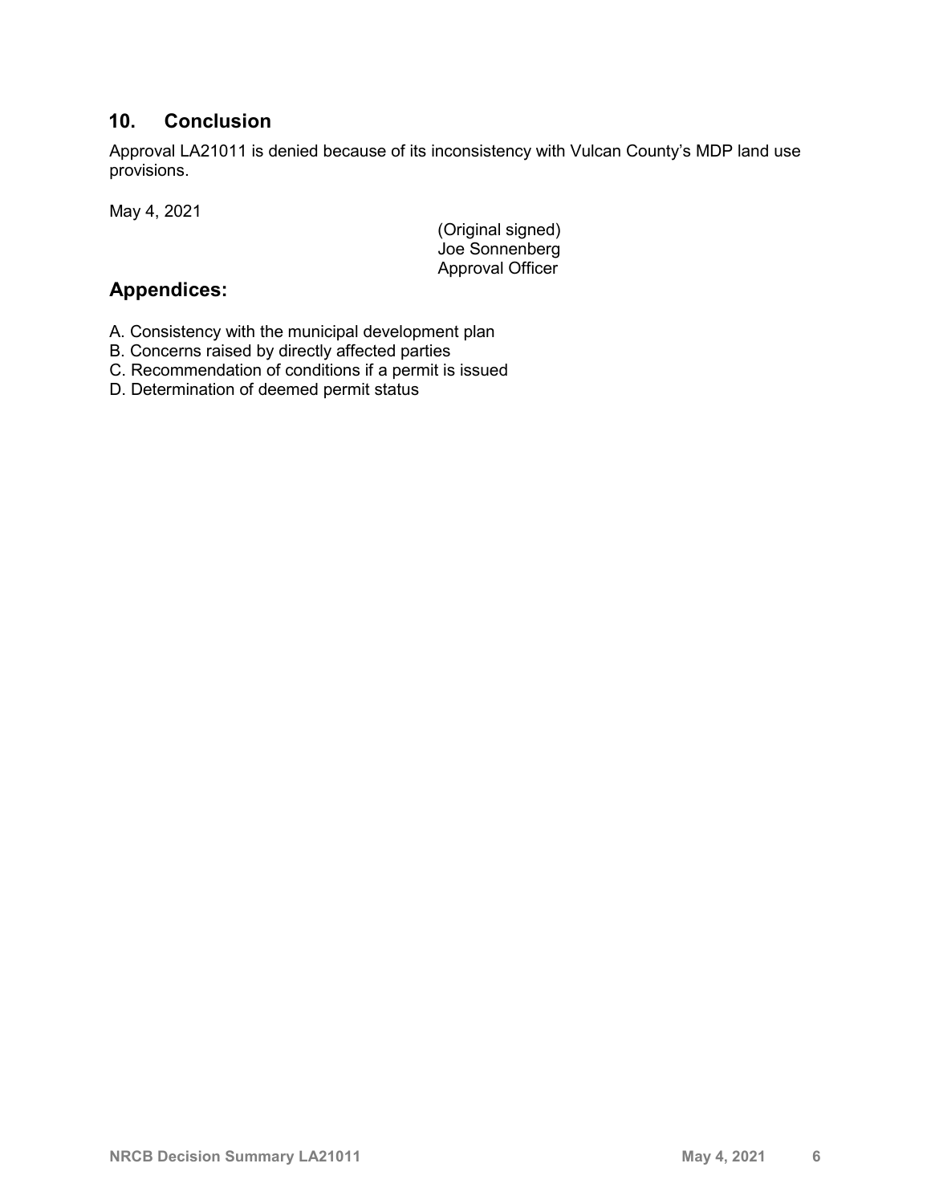## 10. Conclusion

Approval LA21011 is denied because of its inconsistency with Vulcan County's MDP land use provisions.

May 4, 2021

(Original signed)
Joe Sonnenberg
Approval Officer

## Appendices:

A. Consistency with the municipal development plan
B. Concerns raised by directly affected parties
C. Recommendation of conditions if a permit is issued
D. Determination of deemed permit status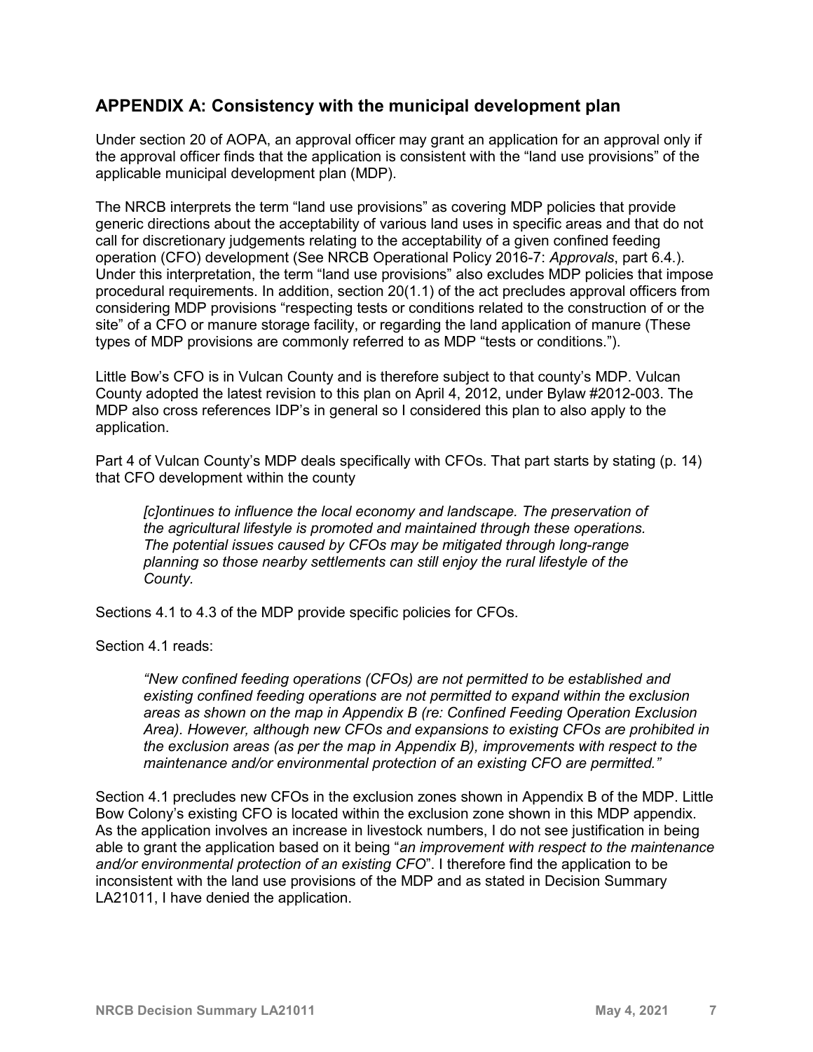## APPENDIX A: Consistency with the municipal development plan

Under section 20 of AOPA, an approval officer may grant an application for an approval only if the approval officer finds that the application is consistent with the "land use provisions" of the applicable municipal development plan (MDP).

The NRCB interprets the term "land use provisions" as covering MDP policies that provide generic directions about the acceptability of various land uses in specific areas and that do not call for discretionary judgements relating to the acceptability of a given confined feeding operation (CFO) development (See NRCB Operational Policy 2016-7: *Approvals*, part 6.4.). Under this interpretation, the term "land use provisions" also excludes MDP policies that impose procedural requirements. In addition, section 20(1.1) of the act precludes approval officers from considering MDP provisions "respecting tests or conditions related to the construction of or the site" of a CFO or manure storage facility, or regarding the land application of manure (These types of MDP provisions are commonly referred to as MDP "tests or conditions.").

Little Bow's CFO is in Vulcan County and is therefore subject to that county's MDP. Vulcan County adopted the latest revision to this plan on April 4, 2012, under Bylaw #2012-003. The MDP also cross references IDP's in general so I considered this plan to also apply to the application.

Part 4 of Vulcan County's MDP deals specifically with CFOs. That part starts by stating (p. 14) that CFO development within the county

> *[c]ontinues to influence the local economy and landscape. The preservation of the agricultural lifestyle is promoted and maintained through these operations. The potential issues caused by CFOs may be mitigated through long-range planning so those nearby settlements can still enjoy the rural lifestyle of the County.*

Sections 4.1 to 4.3 of the MDP provide specific policies for CFOs.

Section 4.1 reads:

> *"New confined feeding operations (CFOs) are not permitted to be established and existing confined feeding operations are not permitted to expand within the exclusion areas as shown on the map in Appendix B (re: Confined Feeding Operation Exclusion Area). However, although new CFOs and expansions to existing CFOs are prohibited in the exclusion areas (as per the map in Appendix B), improvements with respect to the maintenance and/or environmental protection of an existing CFO are permitted."*

Section 4.1 precludes new CFOs in the exclusion zones shown in Appendix B of the MDP. Little Bow Colony's existing CFO is located within the exclusion zone shown in this MDP appendix. As the application involves an increase in livestock numbers, I do not see justification in being able to grant the application based on it being "*an improvement with respect to the maintenance and/or environmental protection of an existing CFO*". I therefore find the application to be inconsistent with the land use provisions of the MDP and as stated in Decision Summary LA21011, I have denied the application.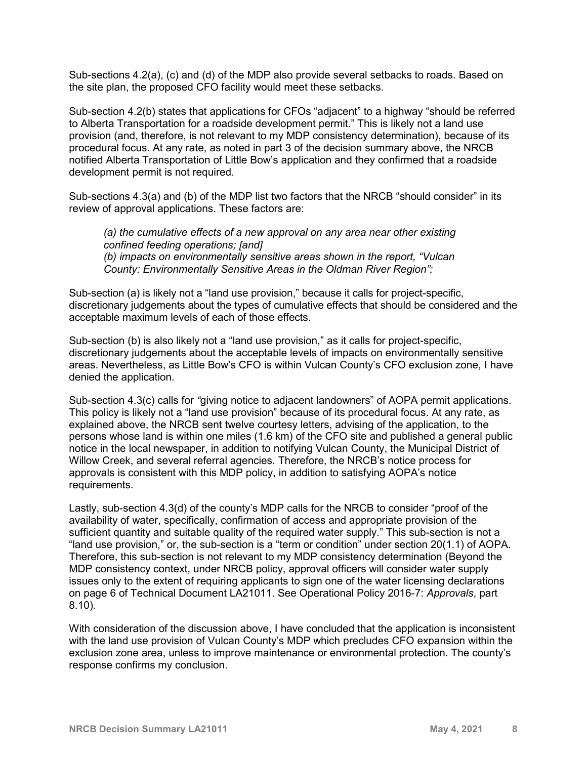Sub-sections 4.2(a), (c) and (d) of the MDP also provide several setbacks to roads. Based on the site plan, the proposed CFO facility would meet these setbacks.

Sub-section 4.2(b) states that applications for CFOs "adjacent" to a highway "should be referred to Alberta Transportation for a roadside development permit." This is likely not a land use provision (and, therefore, is not relevant to my MDP consistency determination), because of its procedural focus. At any rate, as noted in part 3 of the decision summary above, the NRCB notified Alberta Transportation of Little Bow's application and they confirmed that a roadside development permit is not required.

Sub-sections 4.3(a) and (b) of the MDP list two factors that the NRCB "should consider" in its review of approval applications. These factors are:

> *(a) the cumulative effects of a new approval on any area near other existing confined feeding operations; [and]*
> *(b) impacts on environmentally sensitive areas shown in the report, "Vulcan County: Environmentally Sensitive Areas in the Oldman River Region";*

Sub-section (a) is likely not a "land use provision," because it calls for project-specific, discretionary judgements about the types of cumulative effects that should be considered and the acceptable maximum levels of each of those effects.

Sub-section (b) is also likely not a "land use provision," as it calls for project-specific, discretionary judgements about the acceptable levels of impacts on environmentally sensitive areas. Nevertheless, as Little Bow's CFO is within Vulcan County's CFO exclusion zone, I have denied the application.

Sub-section 4.3(c) calls for "giving notice to adjacent landowners" of AOPA permit applications. This policy is likely not a "land use provision" because of its procedural focus. At any rate, as explained above, the NRCB sent twelve courtesy letters, advising of the application, to the persons whose land is within one miles (1.6 km) of the CFO site and published a general public notice in the local newspaper, in addition to notifying Vulcan County, the Municipal District of Willow Creek, and several referral agencies. Therefore, the NRCB's notice process for approvals is consistent with this MDP policy, in addition to satisfying AOPA's notice requirements.

Lastly, sub-section 4.3(d) of the county's MDP calls for the NRCB to consider "proof of the availability of water, specifically, confirmation of access and appropriate provision of the sufficient quantity and suitable quality of the required water supply." This sub-section is not a "land use provision," or, the sub-section is a "term or condition" under section 20(1.1) of AOPA. Therefore, this sub-section is not relevant to my MDP consistency determination (Beyond the MDP consistency context, under NRCB policy, approval officers will consider water supply issues only to the extent of requiring applicants to sign one of the water licensing declarations on page 6 of Technical Document LA21011. See Operational Policy 2016-7: *Approvals*, part 8.10).

With consideration of the discussion above, I have concluded that the application is inconsistent with the land use provision of Vulcan County's MDP which precludes CFO expansion within the exclusion zone area, unless to improve maintenance or environmental protection. The county's response confirms my conclusion.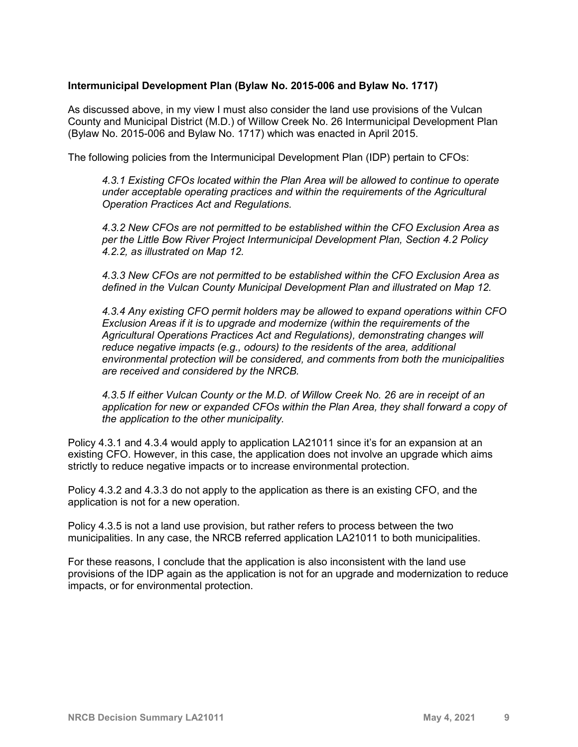**Intermunicipal Development Plan (Bylaw No. 2015-006 and Bylaw No. 1717)**

As discussed above, in my view I must also consider the land use provisions of the Vulcan County and Municipal District (M.D.) of Willow Creek No. 26 Intermunicipal Development Plan (Bylaw No. 2015-006 and Bylaw No. 1717) which was enacted in April 2015.

The following policies from the Intermunicipal Development Plan (IDP) pertain to CFOs:

> *4.3.1 Existing CFOs located within the Plan Area will be allowed to continue to operate under acceptable operating practices and within the requirements of the Agricultural Operation Practices Act and Regulations.*
>
> *4.3.2 New CFOs are not permitted to be established within the CFO Exclusion Area as per the Little Bow River Project Intermunicipal Development Plan, Section 4.2 Policy 4.2.2, as illustrated on Map 12.*
>
> *4.3.3 New CFOs are not permitted to be established within the CFO Exclusion Area as defined in the Vulcan County Municipal Development Plan and illustrated on Map 12.*
>
> *4.3.4 Any existing CFO permit holders may be allowed to expand operations within CFO Exclusion Areas if it is to upgrade and modernize (within the requirements of the Agricultural Operations Practices Act and Regulations), demonstrating changes will reduce negative impacts (e.g., odours) to the residents of the area, additional environmental protection will be considered, and comments from both the municipalities are received and considered by the NRCB.*
>
> *4.3.5 If either Vulcan County or the M.D. of Willow Creek No. 26 are in receipt of an application for new or expanded CFOs within the Plan Area, they shall forward a copy of the application to the other municipality.*

Policy 4.3.1 and 4.3.4 would apply to application LA21011 since it's for an expansion at an existing CFO. However, in this case, the application does not involve an upgrade which aims strictly to reduce negative impacts or to increase environmental protection.

Policy 4.3.2 and 4.3.3 do not apply to the application as there is an existing CFO, and the application is not for a new operation.

Policy 4.3.5 is not a land use provision, but rather refers to process between the two municipalities. In any case, the NRCB referred application LA21011 to both municipalities.

For these reasons, I conclude that the application is also inconsistent with the land use provisions of the IDP again as the application is not for an upgrade and modernization to reduce impacts, or for environmental protection.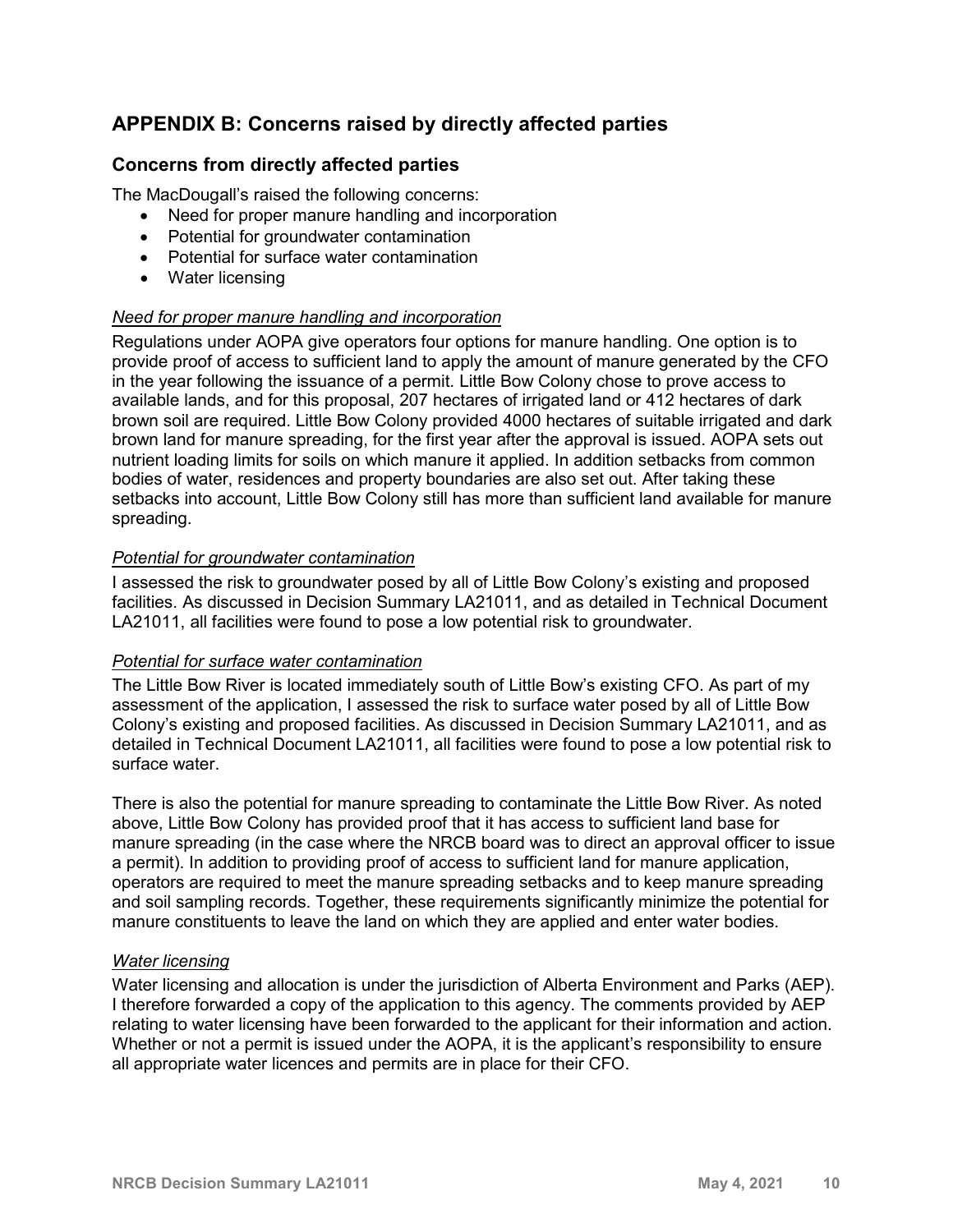## APPENDIX B: Concerns raised by directly affected parties

### Concerns from directly affected parties

The MacDougall's raised the following concerns:

- Need for proper manure handling and incorporation
- Potential for groundwater contamination
- Potential for surface water contamination
- Water licensing

*Need for proper manure handling and incorporation*

Regulations under AOPA give operators four options for manure handling. One option is to provide proof of access to sufficient land to apply the amount of manure generated by the CFO in the year following the issuance of a permit. Little Bow Colony chose to prove access to available lands, and for this proposal, 207 hectares of irrigated land or 412 hectares of dark brown soil are required. Little Bow Colony provided 4000 hectares of suitable irrigated and dark brown land for manure spreading, for the first year after the approval is issued. AOPA sets out nutrient loading limits for soils on which manure it applied. In addition setbacks from common bodies of water, residences and property boundaries are also set out. After taking these setbacks into account, Little Bow Colony still has more than sufficient land available for manure spreading.

*Potential for groundwater contamination*

I assessed the risk to groundwater posed by all of Little Bow Colony's existing and proposed facilities. As discussed in Decision Summary LA21011, and as detailed in Technical Document LA21011, all facilities were found to pose a low potential risk to groundwater.

*Potential for surface water contamination*

The Little Bow River is located immediately south of Little Bow's existing CFO. As part of my assessment of the application, I assessed the risk to surface water posed by all of Little Bow Colony's existing and proposed facilities. As discussed in Decision Summary LA21011, and as detailed in Technical Document LA21011, all facilities were found to pose a low potential risk to surface water.

There is also the potential for manure spreading to contaminate the Little Bow River. As noted above, Little Bow Colony has provided proof that it has access to sufficient land base for manure spreading (in the case where the NRCB board was to direct an approval officer to issue a permit). In addition to providing proof of access to sufficient land for manure application, operators are required to meet the manure spreading setbacks and to keep manure spreading and soil sampling records. Together, these requirements significantly minimize the potential for manure constituents to leave the land on which they are applied and enter water bodies.

*Water licensing*

Water licensing and allocation is under the jurisdiction of Alberta Environment and Parks (AEP). I therefore forwarded a copy of the application to this agency. The comments provided by AEP relating to water licensing have been forwarded to the applicant for their information and action. Whether or not a permit is issued under the AOPA, it is the applicant's responsibility to ensure all appropriate water licences and permits are in place for their CFO.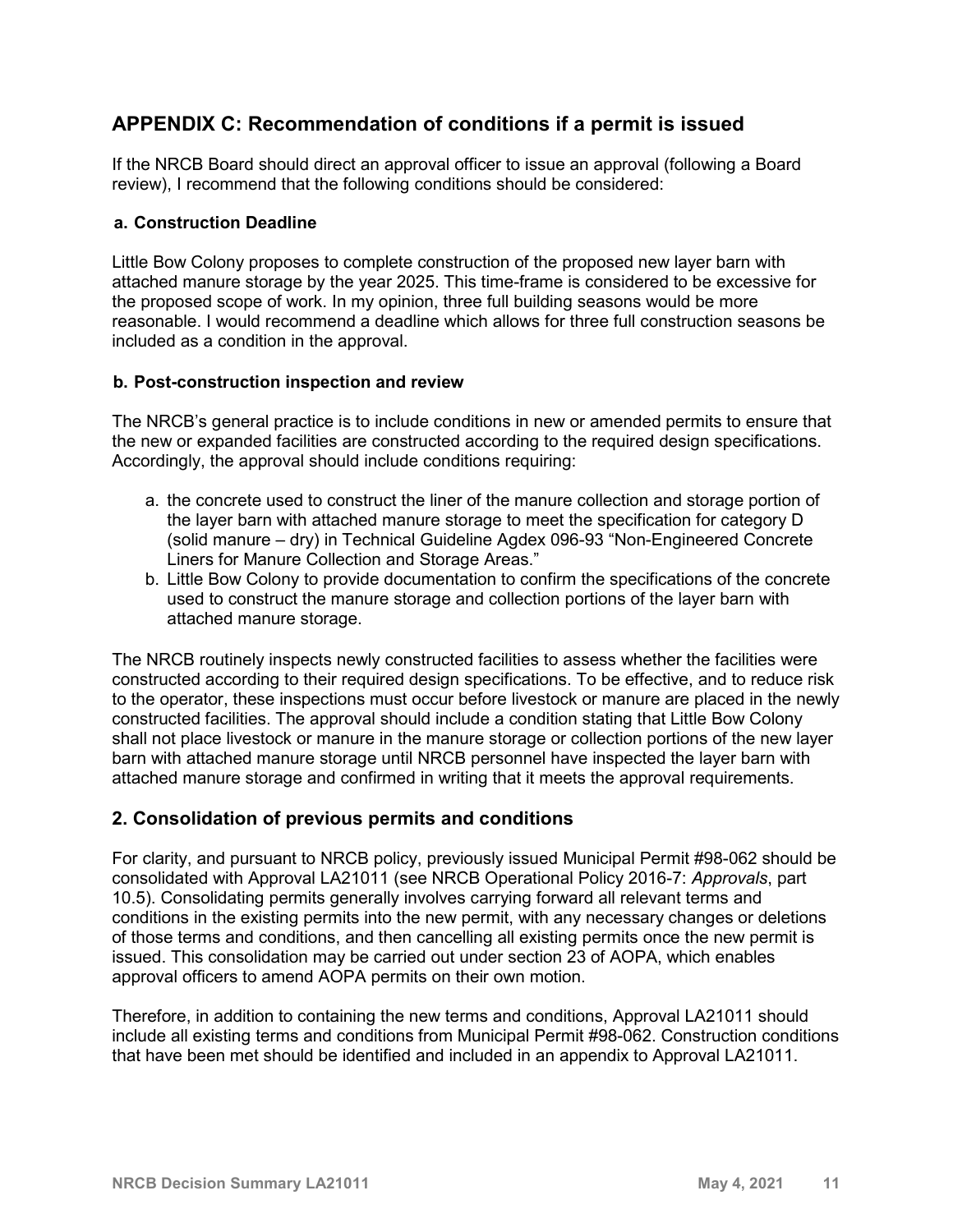## APPENDIX C: Recommendation of conditions if a permit is issued

If the NRCB Board should direct an approval officer to issue an approval (following a Board review), I recommend that the following conditions should be considered:

### a. Construction Deadline

Little Bow Colony proposes to complete construction of the proposed new layer barn with attached manure storage by the year 2025. This time-frame is considered to be excessive for the proposed scope of work. In my opinion, three full building seasons would be more reasonable. I would recommend a deadline which allows for three full construction seasons be included as a condition in the approval.

### b. Post-construction inspection and review

The NRCB's general practice is to include conditions in new or amended permits to ensure that the new or expanded facilities are constructed according to the required design specifications. Accordingly, the approval should include conditions requiring:

a. the concrete used to construct the liner of the manure collection and storage portion of the layer barn with attached manure storage to meet the specification for category D (solid manure – dry) in Technical Guideline Agdex 096-93 "Non-Engineered Concrete Liners for Manure Collection and Storage Areas."
b. Little Bow Colony to provide documentation to confirm the specifications of the concrete used to construct the manure storage and collection portions of the layer barn with attached manure storage.

The NRCB routinely inspects newly constructed facilities to assess whether the facilities were constructed according to their required design specifications. To be effective, and to reduce risk to the operator, these inspections must occur before livestock or manure are placed in the newly constructed facilities. The approval should include a condition stating that Little Bow Colony shall not place livestock or manure in the manure storage or collection portions of the new layer barn with attached manure storage until NRCB personnel have inspected the layer barn with attached manure storage and confirmed in writing that it meets the approval requirements.

## 2. Consolidation of previous permits and conditions

For clarity, and pursuant to NRCB policy, previously issued Municipal Permit #98-062 should be consolidated with Approval LA21011 (see NRCB Operational Policy 2016-7: *Approvals*, part 10.5). Consolidating permits generally involves carrying forward all relevant terms and conditions in the existing permits into the new permit, with any necessary changes or deletions of those terms and conditions, and then cancelling all existing permits once the new permit is issued. This consolidation may be carried out under section 23 of AOPA, which enables approval officers to amend AOPA permits on their own motion.

Therefore, in addition to containing the new terms and conditions, Approval LA21011 should include all existing terms and conditions from Municipal Permit #98-062. Construction conditions that have been met should be identified and included in an appendix to Approval LA21011.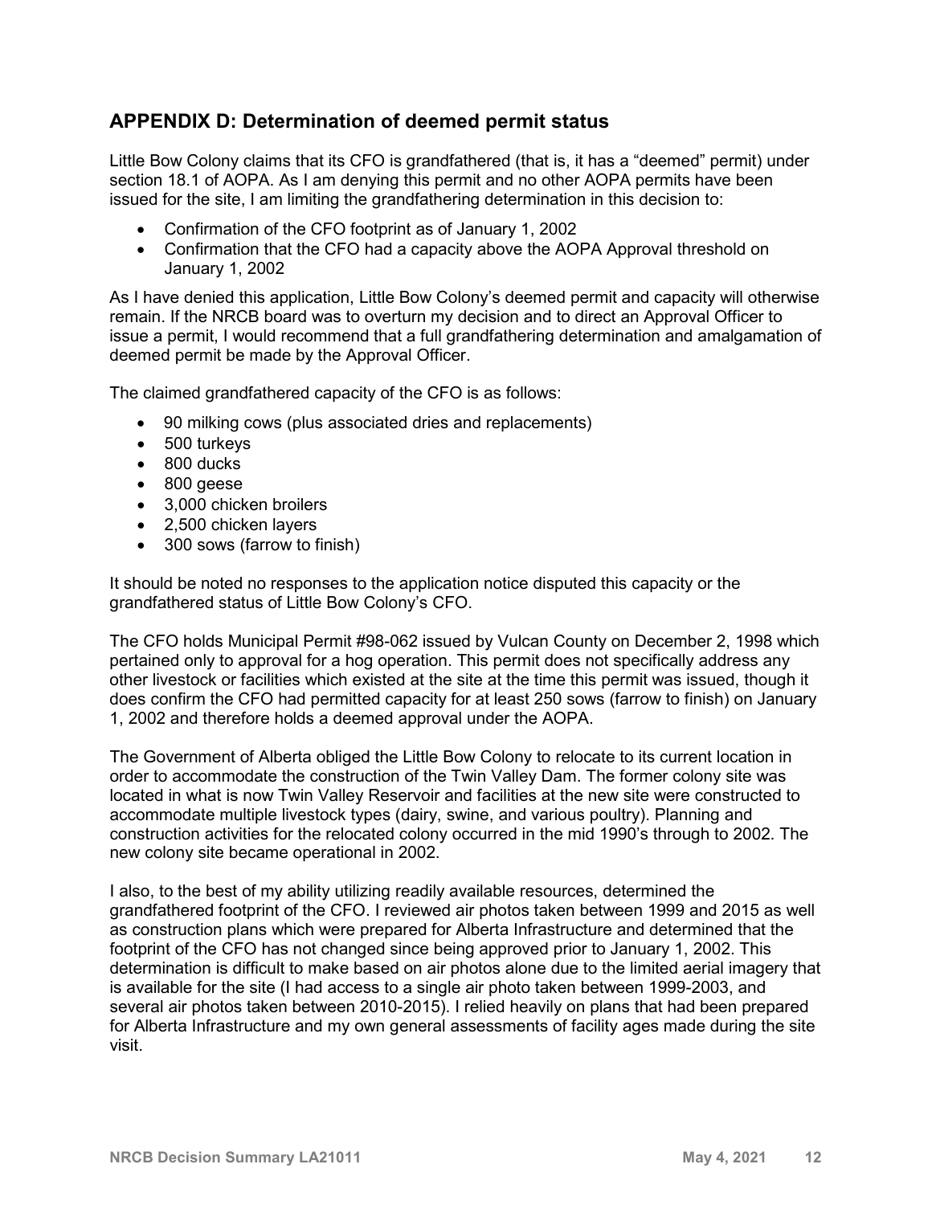## APPENDIX D: Determination of deemed permit status

Little Bow Colony claims that its CFO is grandfathered (that is, it has a "deemed" permit) under section 18.1 of AOPA. As I am denying this permit and no other AOPA permits have been issued for the site, I am limiting the grandfathering determination in this decision to:

- Confirmation of the CFO footprint as of January 1, 2002
- Confirmation that the CFO had a capacity above the AOPA Approval threshold on January 1, 2002

As I have denied this application, Little Bow Colony's deemed permit and capacity will otherwise remain. If the NRCB board was to overturn my decision and to direct an Approval Officer to issue a permit, I would recommend that a full grandfathering determination and amalgamation of deemed permit be made by the Approval Officer.

The claimed grandfathered capacity of the CFO is as follows:

- 90 milking cows (plus associated dries and replacements)
- 500 turkeys
- 800 ducks
- 800 geese
- 3,000 chicken broilers
- 2,500 chicken layers
- 300 sows (farrow to finish)

It should be noted no responses to the application notice disputed this capacity or the grandfathered status of Little Bow Colony's CFO.

The CFO holds Municipal Permit #98-062 issued by Vulcan County on December 2, 1998 which pertained only to approval for a hog operation. This permit does not specifically address any other livestock or facilities which existed at the site at the time this permit was issued, though it does confirm the CFO had permitted capacity for at least 250 sows (farrow to finish) on January 1, 2002 and therefore holds a deemed approval under the AOPA.

The Government of Alberta obliged the Little Bow Colony to relocate to its current location in order to accommodate the construction of the Twin Valley Dam. The former colony site was located in what is now Twin Valley Reservoir and facilities at the new site were constructed to accommodate multiple livestock types (dairy, swine, and various poultry). Planning and construction activities for the relocated colony occurred in the mid 1990's through to 2002. The new colony site became operational in 2002.

I also, to the best of my ability utilizing readily available resources, determined the grandfathered footprint of the CFO. I reviewed air photos taken between 1999 and 2015 as well as construction plans which were prepared for Alberta Infrastructure and determined that the footprint of the CFO has not changed since being approved prior to January 1, 2002. This determination is difficult to make based on air photos alone due to the limited aerial imagery that is available for the site (I had access to a single air photo taken between 1999-2003, and several air photos taken between 2010-2015). I relied heavily on plans that had been prepared for Alberta Infrastructure and my own general assessments of facility ages made during the site visit.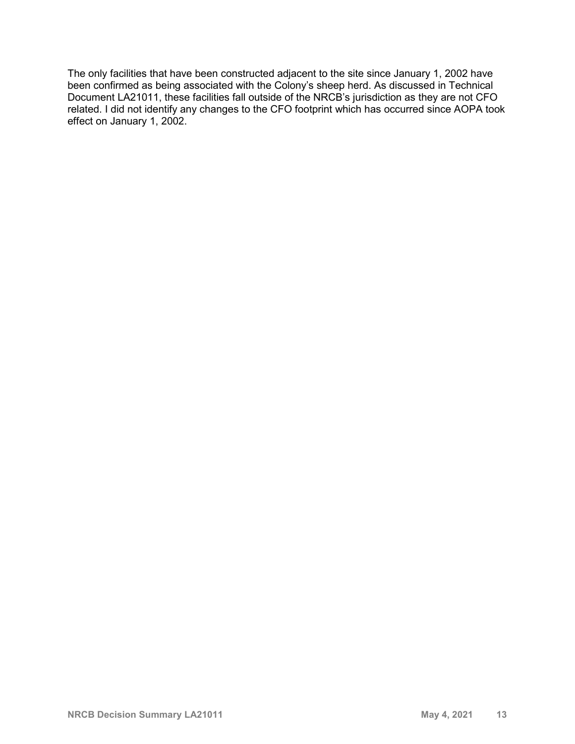The only facilities that have been constructed adjacent to the site since January 1, 2002 have been confirmed as being associated with the Colony's sheep herd. As discussed in Technical Document LA21011, these facilities fall outside of the NRCB's jurisdiction as they are not CFO related. I did not identify any changes to the CFO footprint which has occurred since AOPA took effect on January 1, 2002.